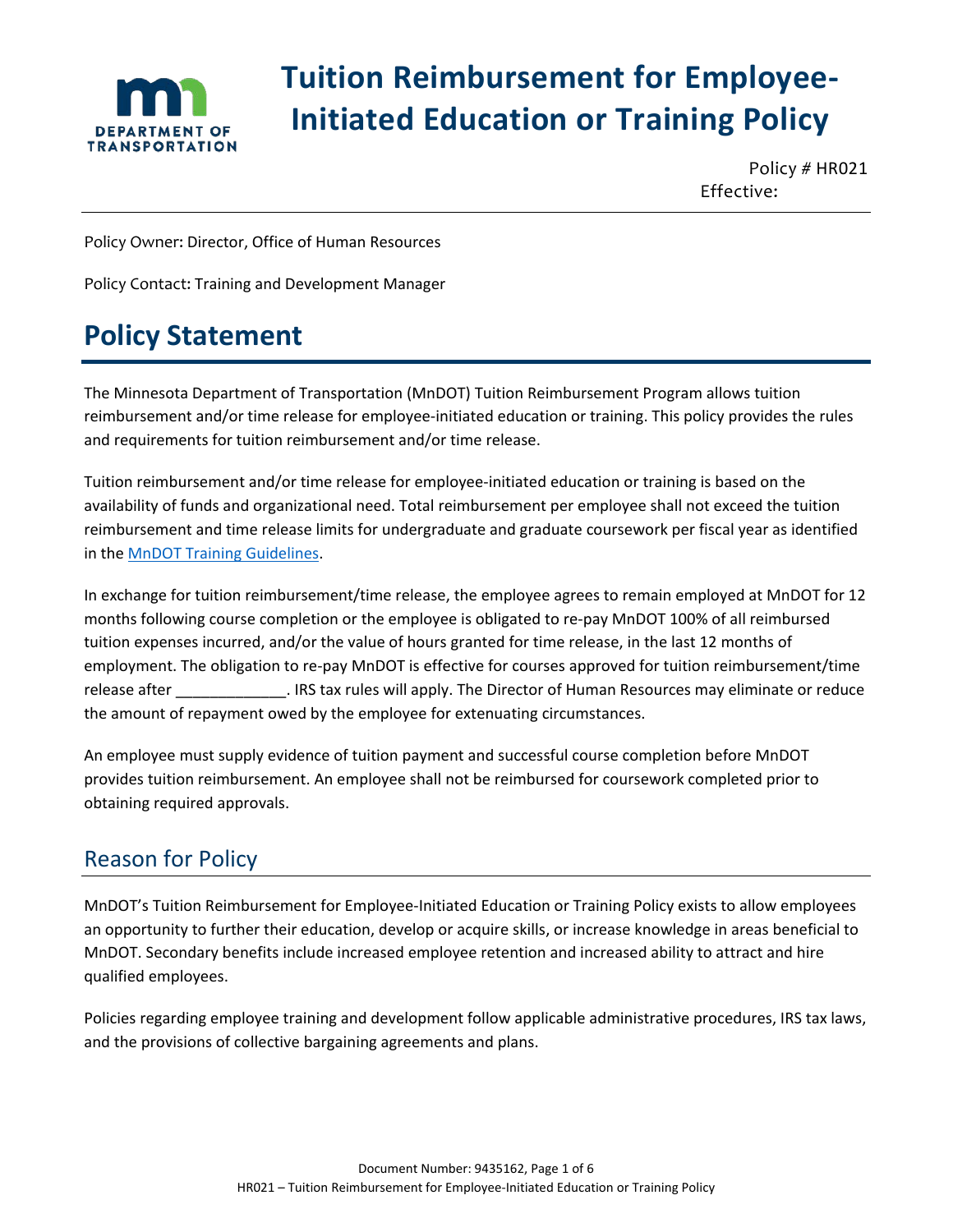# Tuition Reimbursement for Employee-Initiated Education or Training Policy

Policy # HR021

Effective:

Policy Owner: Director, Office of Human Resources

Policy Contact: Training and Development Manager

# Policy Statement

The Minnesota Department of Transportation (MnDOT) Tuition Reimbursement Program allows tuition reimbursement and/or time release for employee-initiated education or training. This policy provides the rules and requirements for tuition reimbursement and/or time release.

Tuition reimbursement and/or time release for employee-initiated education or training is based on the availability of funds and organizational need. Total reimbursement per employee shall not exceed the tuition reimbursement and time release limits for undergraduate and graduate coursework per fiscal year as identified in the MnDOT Training Guidelines.

In exchange for tuition reimbursement/time release, the employee agrees to remain employed at MnDOT for 12 months following course completion or the employee is obligated to re-pay MnDOT 100% of all reimbursed tuition expenses incurred, and/or the value of hours granted for time release, in the last 12 months of employment. The obligation to re-pay MnDOT is effective for courses approved for tuition reimbursement/time release after _____________. IRS tax rules will apply. The Director of Human Resources may eliminate or reduce the amount of repayment owed by the employee for extenuating circumstances.

An employee must supply evidence of tuition payment and successful course completion before MnDOT provides tuition reimbursement. An employee shall not be reimbursed for coursework completed prior to obtaining required approvals.

## Reason for Policy

MnDOT's Tuition Reimbursement for Employee-Initiated Education or Training Policy exists to allow employees an opportunity to further their education, develop or acquire skills, or increase knowledge in areas beneficial to MnDOT. Secondary benefits include increased employee retention and increased ability to attract and hire qualified employees.

Policies regarding employee training and development follow applicable administrative procedures, IRS tax laws, and the provisions of collective bargaining agreements and plans.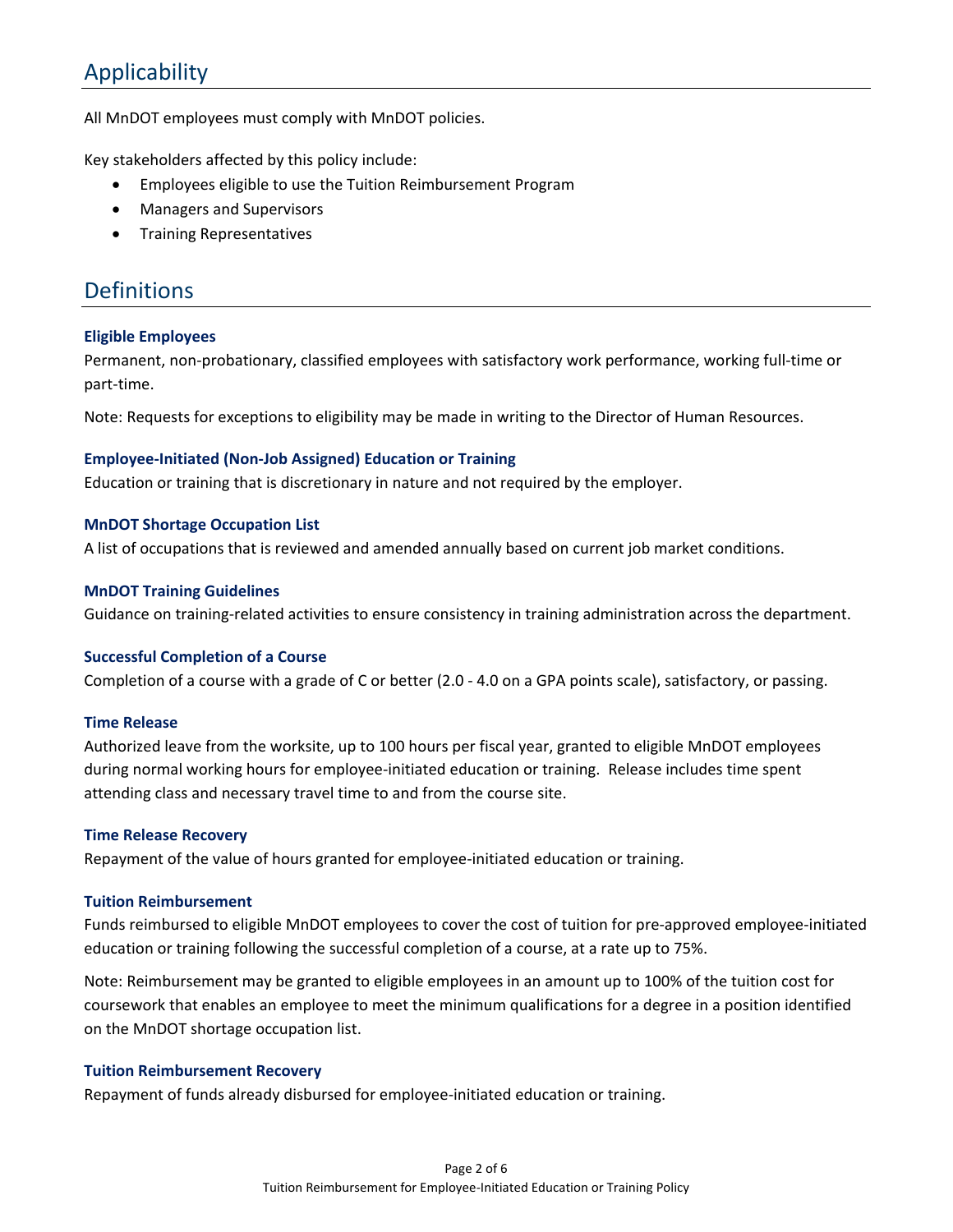## Applicability

All MnDOT employees must comply with MnDOT policies.

Key stakeholders affected by this policy include:

- Employees eligible to use the Tuition Reimbursement Program
- Managers and Supervisors
- Training Representatives

## Definitions

### Eligible Employees

Permanent, non-probationary, classified employees with satisfactory work performance, working full-time or part-time.

Note: Requests for exceptions to eligibility may be made in writing to the Director of Human Resources.

### Employee-Initiated (Non-Job Assigned) Education or Training

Education or training that is discretionary in nature and not required by the employer.

### MnDOT Shortage Occupation List

A list of occupations that is reviewed and amended annually based on current job market conditions.

### MnDOT Training Guidelines

Guidance on training-related activities to ensure consistency in training administration across the department.

### Successful Completion of a Course

Completion of a course with a grade of C or better (2.0 - 4.0 on a GPA points scale), satisfactory, or passing.

### Time Release

Authorized leave from the worksite, up to 100 hours per fiscal year, granted to eligible MnDOT employees during normal working hours for employee-initiated education or training. Release includes time spent attending class and necessary travel time to and from the course site.

### Time Release Recovery

Repayment of the value of hours granted for employee-initiated education or training.

### Tuition Reimbursement

Funds reimbursed to eligible MnDOT employees to cover the cost of tuition for pre-approved employee-initiated education or training following the successful completion of a course, at a rate up to 75%.

Note: Reimbursement may be granted to eligible employees in an amount up to 100% of the tuition cost for coursework that enables an employee to meet the minimum qualifications for a degree in a position identified on the MnDOT shortage occupation list.

### Tuition Reimbursement Recovery

Repayment of funds already disbursed for employee-initiated education or training.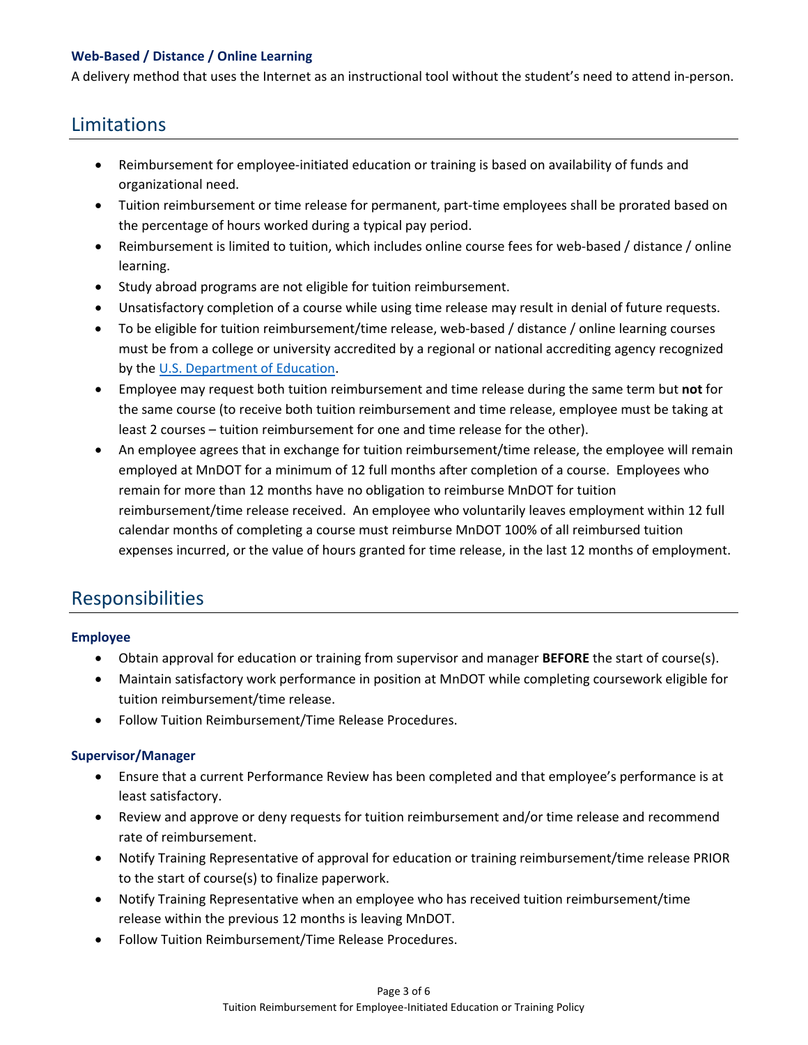### Web-Based / Distance / Online Learning

A delivery method that uses the Internet as an instructional tool without the student's need to attend in-person.

## Limitations

- Reimbursement for employee-initiated education or training is based on availability of funds and organizational need.
- Tuition reimbursement or time release for permanent, part-time employees shall be prorated based on the percentage of hours worked during a typical pay period.
- Reimbursement is limited to tuition, which includes online course fees for web-based / distance / online learning.
- Study abroad programs are not eligible for tuition reimbursement.
- Unsatisfactory completion of a course while using time release may result in denial of future requests.
- To be eligible for tuition reimbursement/time release, web-based / distance / online learning courses must be from a college or university accredited by a regional or national accrediting agency recognized by the U.S. Department of Education.
- Employee may request both tuition reimbursement and time release during the same term but **not** for the same course (to receive both tuition reimbursement and time release, employee must be taking at least 2 courses – tuition reimbursement for one and time release for the other).
- An employee agrees that in exchange for tuition reimbursement/time release, the employee will remain employed at MnDOT for a minimum of 12 full months after completion of a course. Employees who remain for more than 12 months have no obligation to reimburse MnDOT for tuition reimbursement/time release received. An employee who voluntarily leaves employment within 12 full calendar months of completing a course must reimburse MnDOT 100% of all reimbursed tuition expenses incurred, or the value of hours granted for time release, in the last 12 months of employment.

## Responsibilities

### Employee

- Obtain approval for education or training from supervisor and manager **BEFORE** the start of course(s).
- Maintain satisfactory work performance in position at MnDOT while completing coursework eligible for tuition reimbursement/time release.
- Follow Tuition Reimbursement/Time Release Procedures.

### Supervisor/Manager

- Ensure that a current Performance Review has been completed and that employee's performance is at least satisfactory.
- Review and approve or deny requests for tuition reimbursement and/or time release and recommend rate of reimbursement.
- Notify Training Representative of approval for education or training reimbursement/time release PRIOR to the start of course(s) to finalize paperwork.
- Notify Training Representative when an employee who has received tuition reimbursement/time release within the previous 12 months is leaving MnDOT.
- Follow Tuition Reimbursement/Time Release Procedures.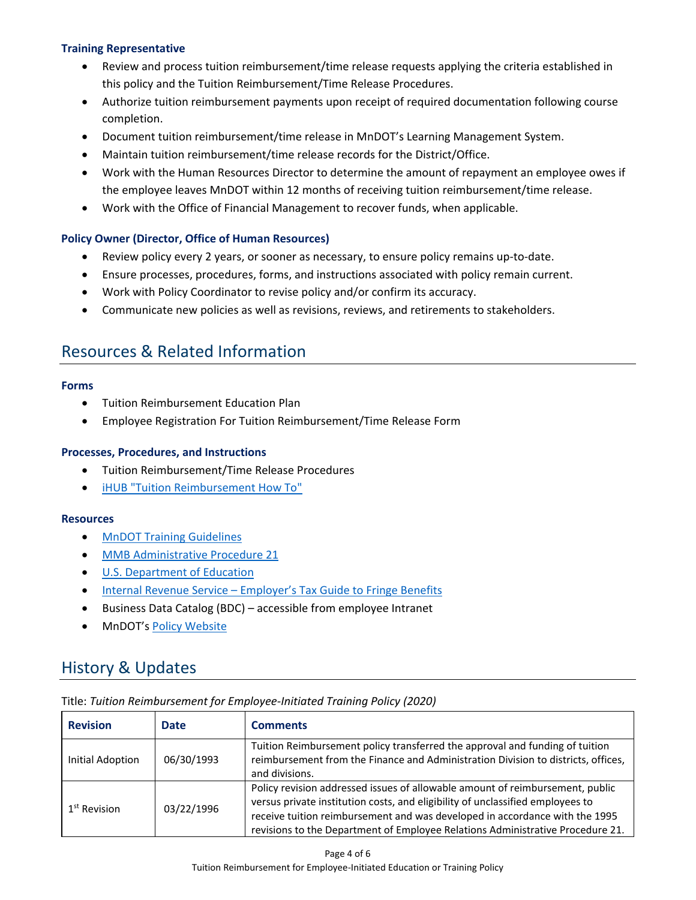### Training Representative

- Review and process tuition reimbursement/time release requests applying the criteria established in this policy and the Tuition Reimbursement/Time Release Procedures.
- Authorize tuition reimbursement payments upon receipt of required documentation following course completion.
- Document tuition reimbursement/time release in MnDOT's Learning Management System.
- Maintain tuition reimbursement/time release records for the District/Office.
- Work with the Human Resources Director to determine the amount of repayment an employee owes if the employee leaves MnDOT within 12 months of receiving tuition reimbursement/time release.
- Work with the Office of Financial Management to recover funds, when applicable.

### Policy Owner (Director, Office of Human Resources)

- Review policy every 2 years, or sooner as necessary, to ensure policy remains up-to-date.
- Ensure processes, procedures, forms, and instructions associated with policy remain current.
- Work with Policy Coordinator to revise policy and/or confirm its accuracy.
- Communicate new policies as well as revisions, reviews, and retirements to stakeholders.

## Resources & Related Information

### Forms

- Tuition Reimbursement Education Plan
- Employee Registration For Tuition Reimbursement/Time Release Form

### Processes, Procedures, and Instructions

- Tuition Reimbursement/Time Release Procedures
- iHUB "Tuition Reimbursement How To"

### Resources

- MnDOT Training Guidelines
- MMB Administrative Procedure 21
- U.S. Department of Education
- Internal Revenue Service – Employer's Tax Guide to Fringe Benefits
- Business Data Catalog (BDC) – accessible from employee Intranet
- MnDOT's Policy Website

## History & Updates

Title: *Tuition Reimbursement for Employee-Initiated Training Policy (2020)*

| Revision | Date | Comments |
|---|---|---|
| Initial Adoption | 06/30/1993 | Tuition Reimbursement policy transferred the approval and funding of tuition reimbursement from the Finance and Administration Division to districts, offices, and divisions. |
| 1st Revision | 03/22/1996 | Policy revision addressed issues of allowable amount of reimbursement, public versus private institution costs, and eligibility of unclassified employees to receive tuition reimbursement and was developed in accordance with the 1995 revisions to the Department of Employee Relations Administrative Procedure 21. |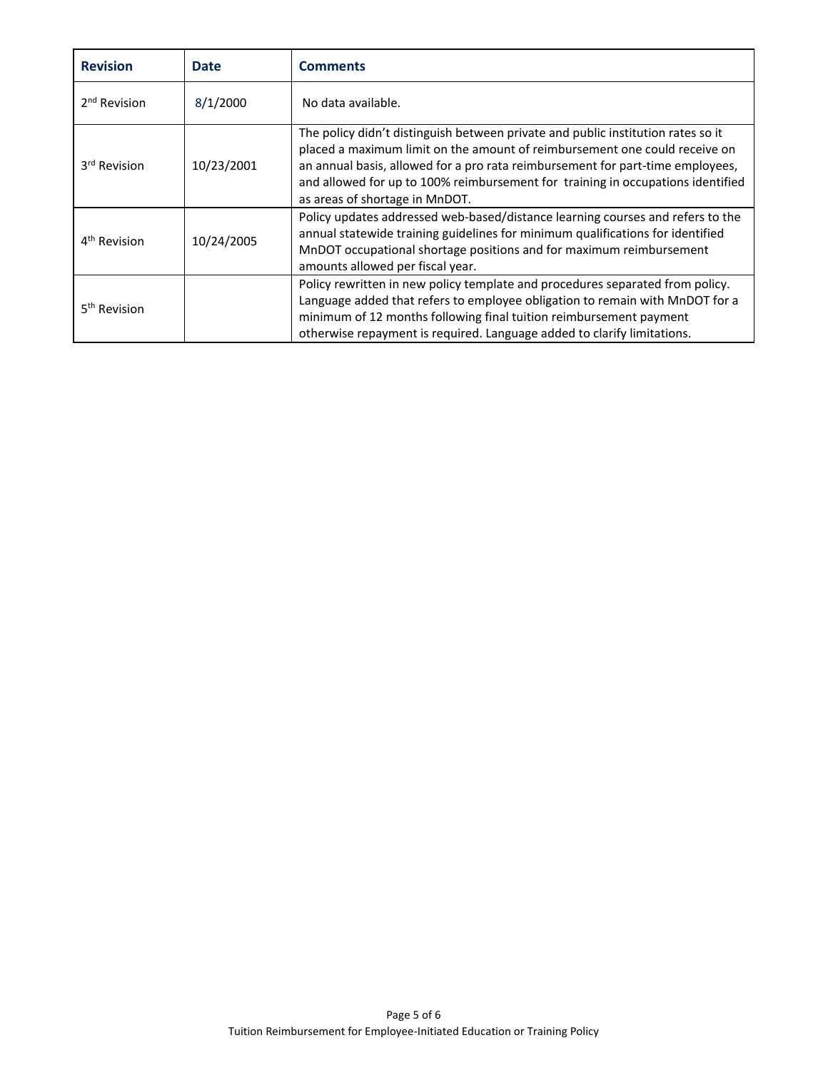| Revision | Date | Comments |
| --- | --- | --- |
| 2nd Revision | 8/1/2000 | No data available. |
| 3rd Revision | 10/23/2001 | The policy didn't distinguish between private and public institution rates so it placed a maximum limit on the amount of reimbursement one could receive on an annual basis, allowed for a pro rata reimbursement for part-time employees, and allowed for up to 100% reimbursement for training in occupations identified as areas of shortage in MnDOT. |
| 4th Revision | 10/24/2005 | Policy updates addressed web-based/distance learning courses and refers to the annual statewide training guidelines for minimum qualifications for identified MnDOT occupational shortage positions and for maximum reimbursement amounts allowed per fiscal year. |
| 5th Revision | | Policy rewritten in new policy template and procedures separated from policy. Language added that refers to employee obligation to remain with MnDOT for a minimum of 12 months following final tuition reimbursement payment otherwise repayment is required. Language added to clarify limitations. |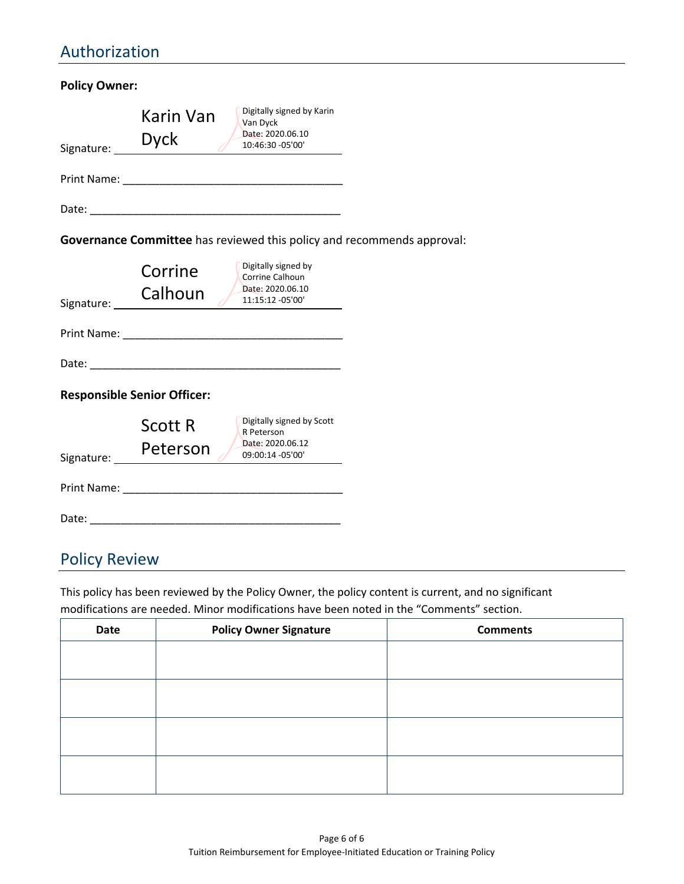## Authorization

**Policy Owner:**

Signature: Karin Van Dyck — Digitally signed by Karin Van Dyck Date: 2020.06.10 10:46:30 -05'00'

Print Name: ____________________________________

Date: _________________________________________

**Governance Committee** has reviewed this policy and recommends approval:

Signature: Corrine Calhoun — Digitally signed by Corrine Calhoun Date: 2020.06.10 11:15:12 -05'00'

Print Name: ____________________________________

Date: _________________________________________

**Responsible Senior Officer:**

Signature: Scott R Peterson — Digitally signed by Scott R Peterson Date: 2020.06.12 09:00:14 -05'00'

Print Name: ____________________________________

Date: _________________________________________

## Policy Review

This policy has been reviewed by the Policy Owner, the policy content is current, and no significant modifications are needed. Minor modifications have been noted in the "Comments" section.

| Date | Policy Owner Signature | Comments |
|---|---|---|
| | | |
| | | |
| | | |
| | | |